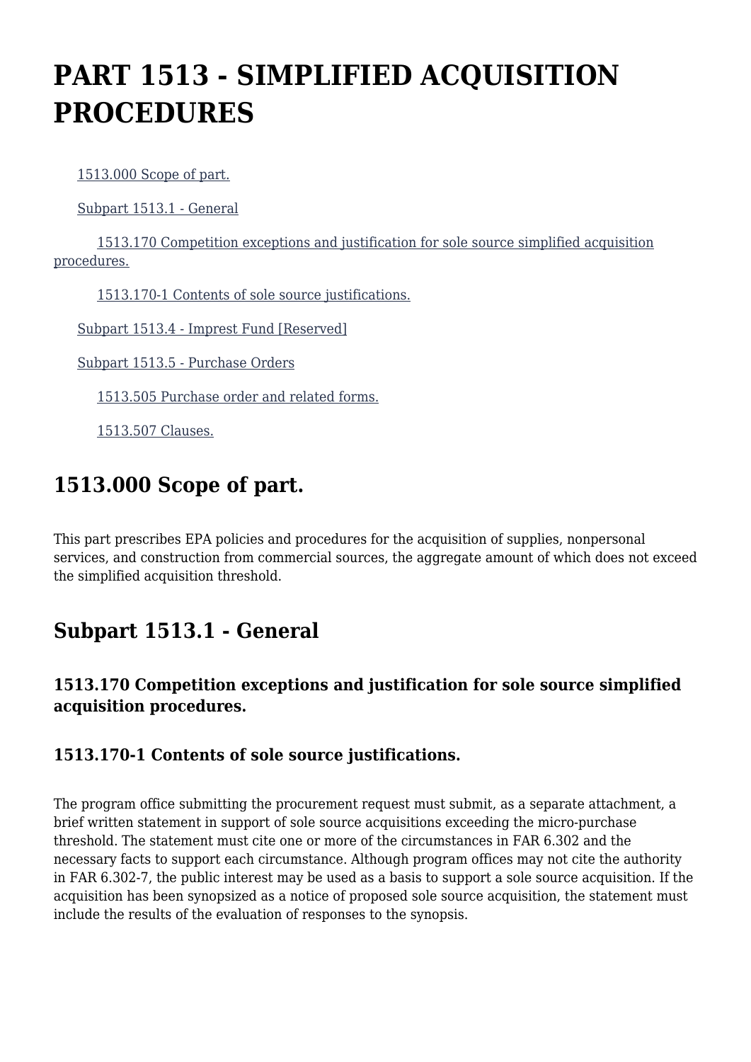# PART 1513 - SIMPLIFIED ACQUISITION PROCEDURES

- 1513.000 Scope of part.
- Subpart 1513.1 - General
  - 1513.170 Competition exceptions and justification for sole source simplified acquisition procedures.
  - 1513.170-1 Contents of sole source justifications.
- Subpart 1513.4 - Imprest Fund [Reserved]
- Subpart 1513.5 - Purchase Orders
  - 1513.505 Purchase order and related forms.
  - 1513.507 Clauses.

## 1513.000 Scope of part.

This part prescribes EPA policies and procedures for the acquisition of supplies, nonpersonal services, and construction from commercial sources, the aggregate amount of which does not exceed the simplified acquisition threshold.

## Subpart 1513.1 - General

### 1513.170 Competition exceptions and justification for sole source simplified acquisition procedures.

### 1513.170-1 Contents of sole source justifications.

The program office submitting the procurement request must submit, as a separate attachment, a brief written statement in support of sole source acquisitions exceeding the micro-purchase threshold. The statement must cite one or more of the circumstances in FAR 6.302 and the necessary facts to support each circumstance. Although program offices may not cite the authority in FAR 6.302-7, the public interest may be used as a basis to support a sole source acquisition. If the acquisition has been synopsized as a notice of proposed sole source acquisition, the statement must include the results of the evaluation of responses to the synopsis.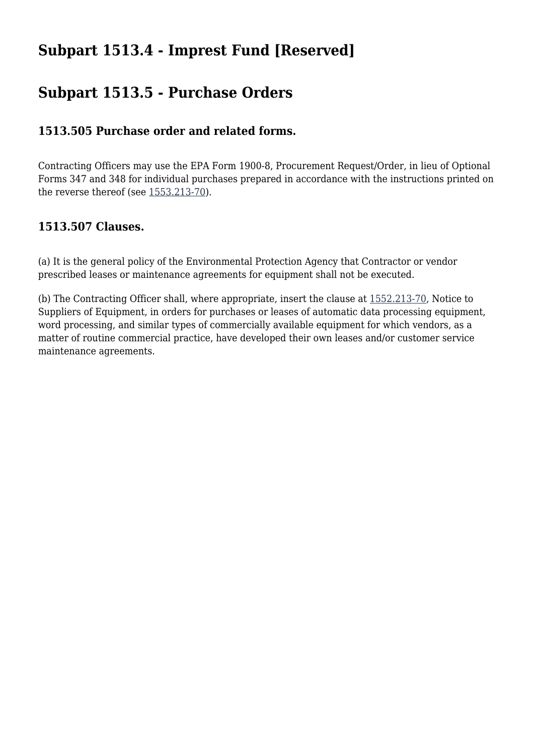## Subpart 1513.4 - Imprest Fund [Reserved]

## Subpart 1513.5 - Purchase Orders

### 1513.505 Purchase order and related forms.

Contracting Officers may use the EPA Form 1900-8, Procurement Request/Order, in lieu of Optional Forms 347 and 348 for individual purchases prepared in accordance with the instructions printed on the reverse thereof (see 1553.213-70).

### 1513.507 Clauses.

(a) It is the general policy of the Environmental Protection Agency that Contractor or vendor prescribed leases or maintenance agreements for equipment shall not be executed.

(b) The Contracting Officer shall, where appropriate, insert the clause at 1552.213-70, Notice to Suppliers of Equipment, in orders for purchases or leases of automatic data processing equipment, word processing, and similar types of commercially available equipment for which vendors, as a matter of routine commercial practice, have developed their own leases and/or customer service maintenance agreements.